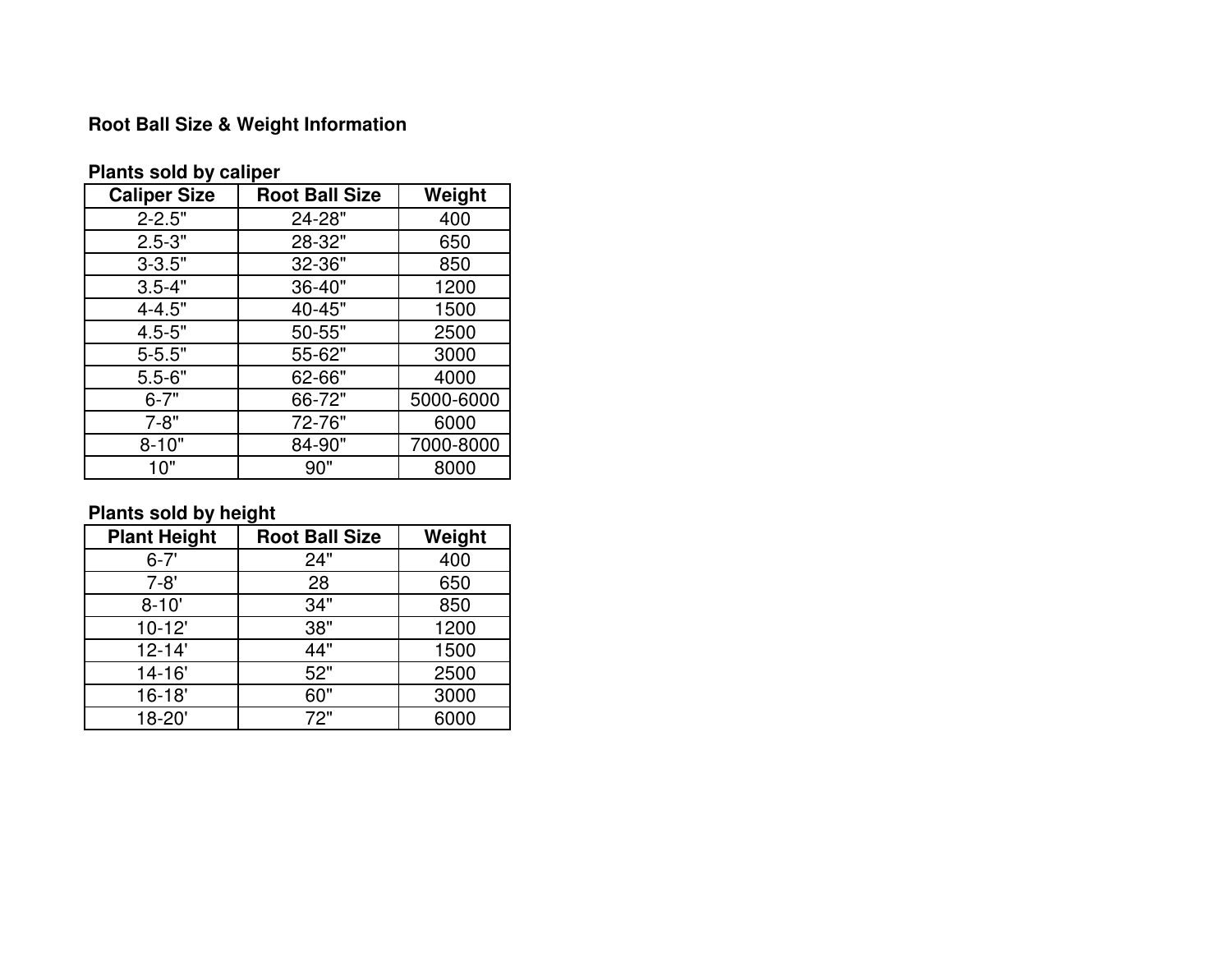# Root Ball Size & Weight Information

## Plants sold by caliper

| Caliper Size | Root Ball Size | Weight |
|---|---|---|
| 2-2.5" | 24-28" | 400 |
| 2.5-3" | 28-32" | 650 |
| 3-3.5" | 32-36" | 850 |
| 3.5-4" | 36-40" | 1200 |
| 4-4.5" | 40-45" | 1500 |
| 4.5-5" | 50-55" | 2500 |
| 5-5.5" | 55-62" | 3000 |
| 5.5-6" | 62-66" | 4000 |
| 6-7" | 66-72" | 5000-6000 |
| 7-8" | 72-76" | 6000 |
| 8-10" | 84-90" | 7000-8000 |
| 10" | 90" | 8000 |

## Plants sold by height

| Plant Height | Root Ball Size | Weight |
|---|---|---|
| 6-7' | 24" | 400 |
| 7-8' | 28 | 650 |
| 8-10' | 34" | 850 |
| 10-12' | 38" | 1200 |
| 12-14' | 44" | 1500 |
| 14-16' | 52" | 2500 |
| 16-18' | 60" | 3000 |
| 18-20' | 72" | 6000 |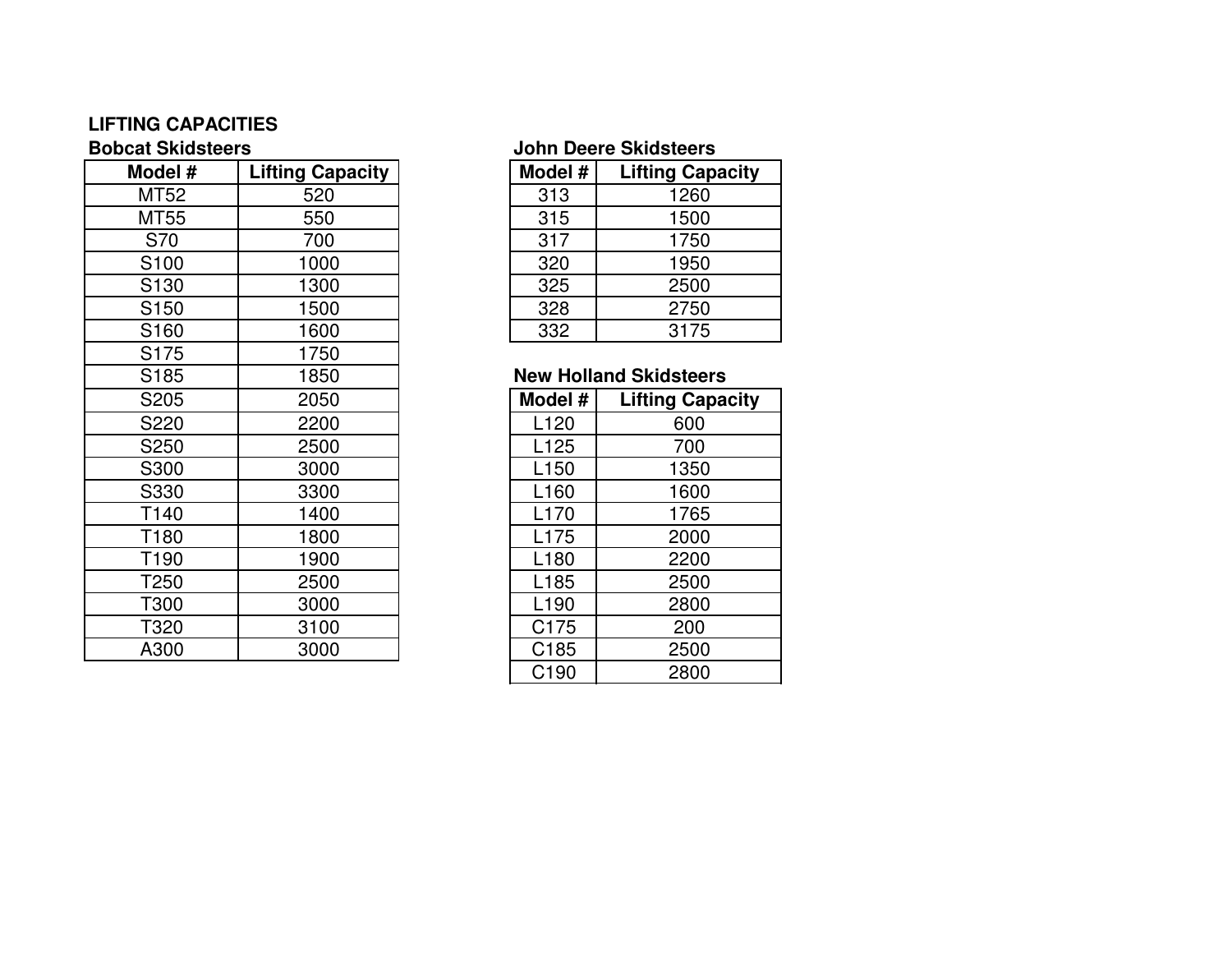**LIFTING CAPACITIES**

**Bobcat Skidsteers**

| Model # | Lifting Capacity |
|---|---|
| MT52 | 520 |
| MT55 | 550 |
| S70 | 700 |
| S100 | 1000 |
| S130 | 1300 |
| S150 | 1500 |
| S160 | 1600 |
| S175 | 1750 |
| S185 | 1850 |
| S205 | 2050 |
| S220 | 2200 |
| S250 | 2500 |
| S300 | 3000 |
| S330 | 3300 |
| T140 | 1400 |
| T180 | 1800 |
| T190 | 1900 |
| T250 | 2500 |
| T300 | 3000 |
| T320 | 3100 |
| A300 | 3000 |

**John Deere Skidsteers**

| Model # | Lifting Capacity |
|---|---|
| 313 | 1260 |
| 315 | 1500 |
| 317 | 1750 |
| 320 | 1950 |
| 325 | 2500 |
| 328 | 2750 |
| 332 | 3175 |

**New Holland Skidsteers**

| Model # | Lifting Capacity |
|---|---|
| L120 | 600 |
| L125 | 700 |
| L150 | 1350 |
| L160 | 1600 |
| L170 | 1765 |
| L175 | 2000 |
| L180 | 2200 |
| L185 | 2500 |
| L190 | 2800 |
| C175 | 200 |
| C185 | 2500 |
| C190 | 2800 |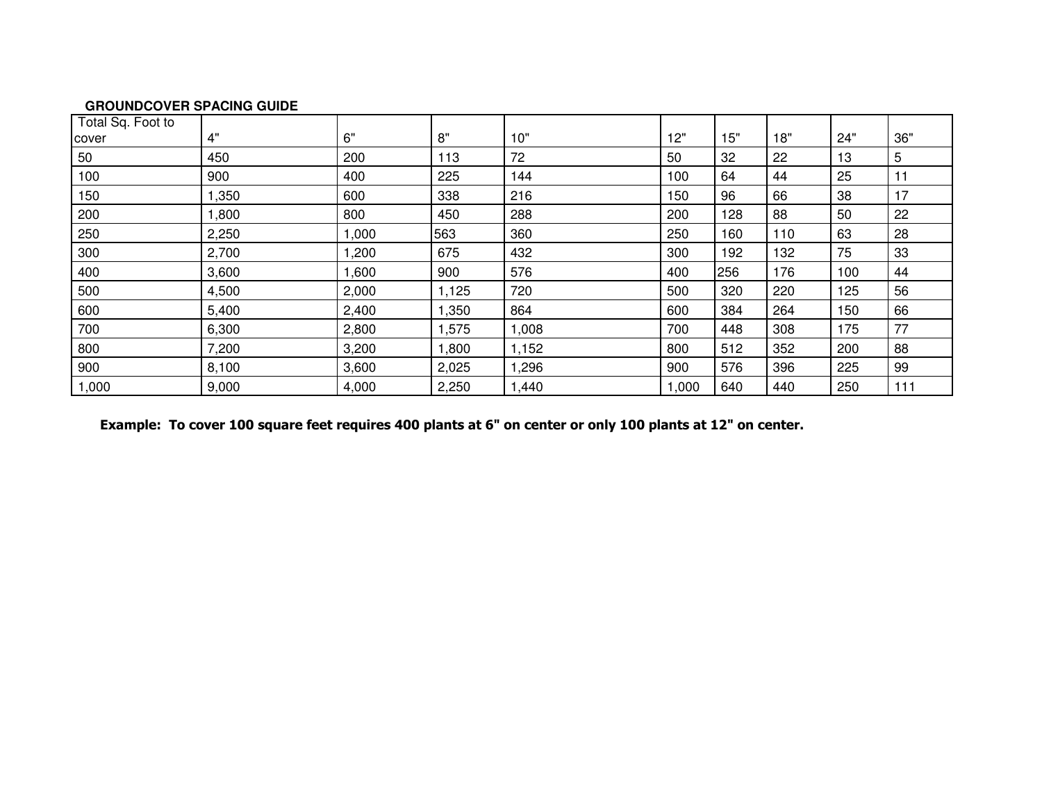**GROUNDCOVER SPACING GUIDE**

| Total Sq. Foot to cover | 4" | 6" | 8" | 10" | 12" | 15" | 18" | 24" | 36" |
|---|---|---|---|---|---|---|---|---|---|
| 50 | 450 | 200 | 113 | 72 | 50 | 32 | 22 | 13 | 5 |
| 100 | 900 | 400 | 225 | 144 | 100 | 64 | 44 | 25 | 11 |
| 150 | 1,350 | 600 | 338 | 216 | 150 | 96 | 66 | 38 | 17 |
| 200 | 1,800 | 800 | 450 | 288 | 200 | 128 | 88 | 50 | 22 |
| 250 | 2,250 | 1,000 | 563 | 360 | 250 | 160 | 110 | 63 | 28 |
| 300 | 2,700 | 1,200 | 675 | 432 | 300 | 192 | 132 | 75 | 33 |
| 400 | 3,600 | 1,600 | 900 | 576 | 400 | 256 | 176 | 100 | 44 |
| 500 | 4,500 | 2,000 | 1,125 | 720 | 500 | 320 | 220 | 125 | 56 |
| 600 | 5,400 | 2,400 | 1,350 | 864 | 600 | 384 | 264 | 150 | 66 |
| 700 | 6,300 | 2,800 | 1,575 | 1,008 | 700 | 448 | 308 | 175 | 77 |
| 800 | 7,200 | 3,200 | 1,800 | 1,152 | 800 | 512 | 352 | 200 | 88 |
| 900 | 8,100 | 3,600 | 2,025 | 1,296 | 900 | 576 | 396 | 225 | 99 |
| 1,000 | 9,000 | 4,000 | 2,250 | 1,440 | 1,000 | 640 | 440 | 250 | 111 |

**Example: To cover 100 square feet requires 400 plants at 6" on center or only 100 plants at 12" on center.**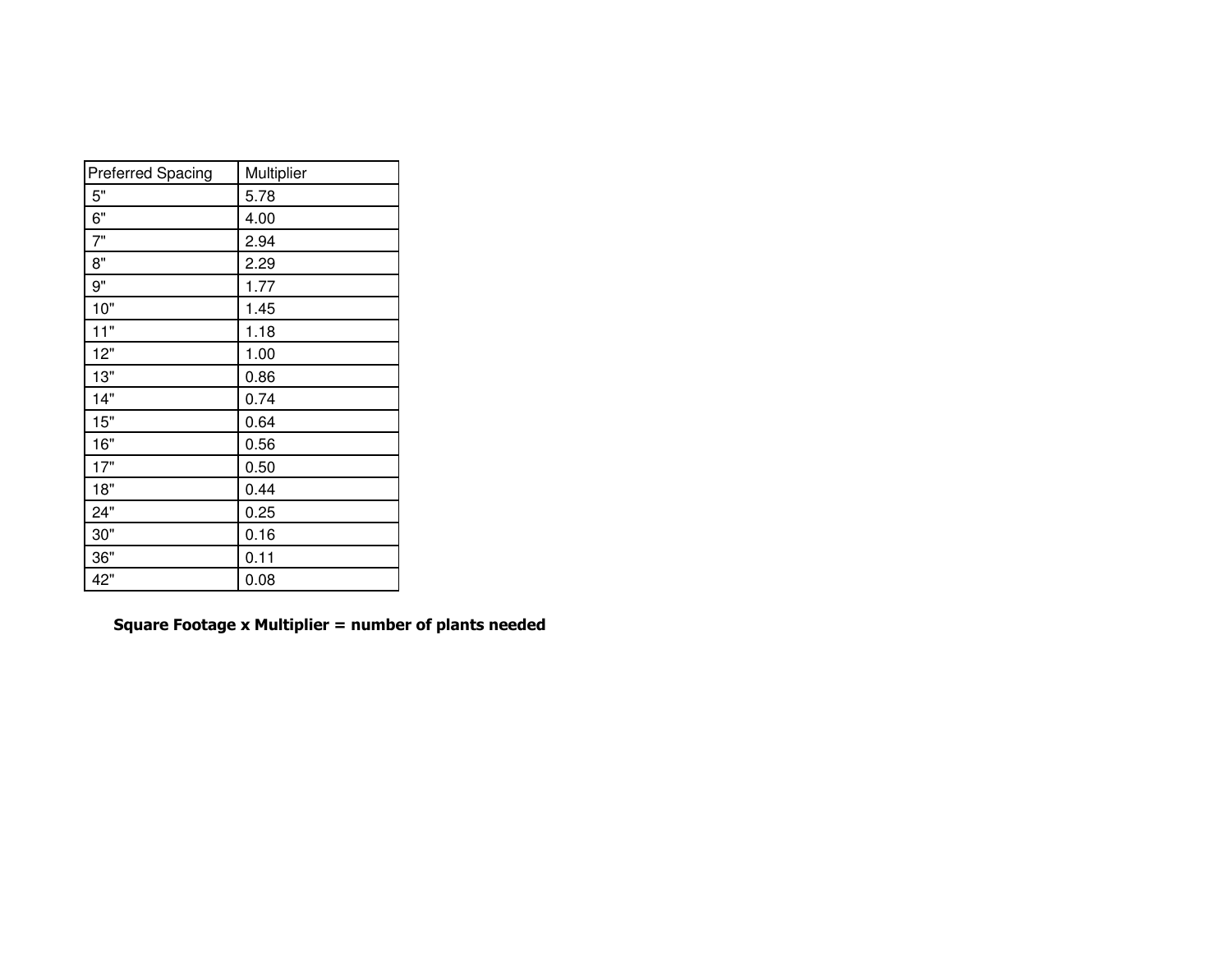| Preferred Spacing | Multiplier |
| --- | --- |
| 5" | 5.78 |
| 6" | 4.00 |
| 7" | 2.94 |
| 8" | 2.29 |
| 9" | 1.77 |
| 10" | 1.45 |
| 11" | 1.18 |
| 12" | 1.00 |
| 13" | 0.86 |
| 14" | 0.74 |
| 15" | 0.64 |
| 16" | 0.56 |
| 17" | 0.50 |
| 18" | 0.44 |
| 24" | 0.25 |
| 30" | 0.16 |
| 36" | 0.11 |
| 42" | 0.08 |

**Square Footage x Multiplier = number of plants needed**